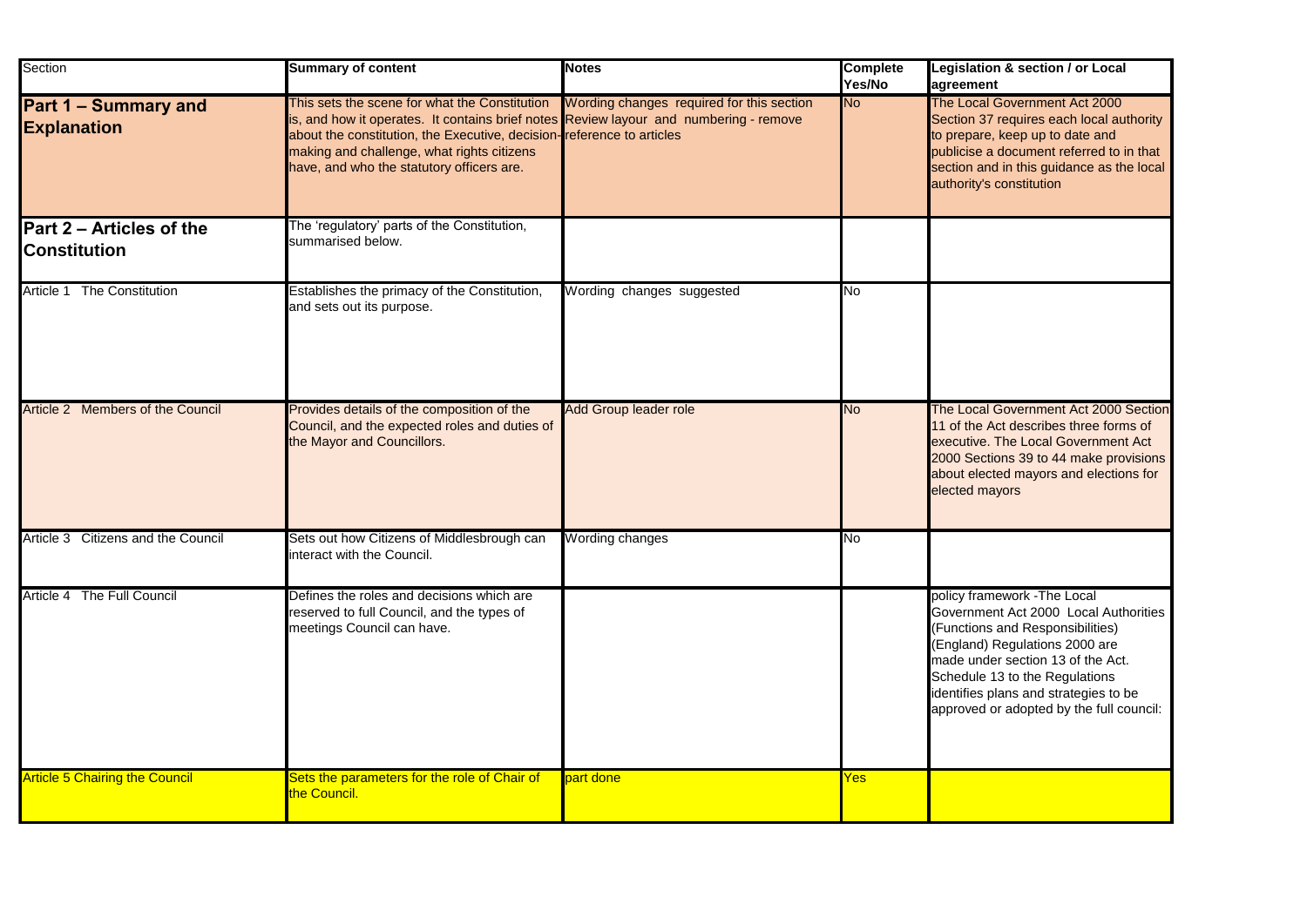| Section | Summary of content | Notes | Complete Yes/No | Legislation & section / or Local agreement |
|---|---|---|---|---|
| **Part 1 – Summary and Explanation** | This sets the scene for what the Constitution is, and how it operates. It contains brief notes about the constitution, the Executive, decision-making and challenge, what rights citizens have, and who the statutory officers are. | Wording changes required for this section Review layour and numbering - remove reference to articles | No | The Local Government Act 2000 Section 37 requires each local authority to prepare, keep up to date and publicise a document referred to in that section and in this guidance as the local authority's constitution |
| **Part 2 – Articles of the Constitution** | The 'regulatory' parts of the Constitution, summarised below. | | | |
| Article 1 The Constitution | Establishes the primacy of the Constitution, and sets out its purpose. | Wording changes suggested | No | |
| Article 2 Members of the Council | Provides details of the composition of the Council, and the expected roles and duties of the Mayor and Councillors. | Add Group leader role | No | The Local Government Act 2000 Section 11 of the Act describes three forms of executive. The Local Government Act 2000 Sections 39 to 44 make provisions about elected mayors and elections for elected mayors |
| Article 3 Citizens and the Council | Sets out how Citizens of Middlesbrough can interact with the Council. | Wording changes | No | |
| Article 4 The Full Council | Defines the roles and decisions which are reserved to full Council, and the types of meetings Council can have. | | | policy framework -The Local Government Act 2000 Local Authorities (Functions and Responsibilities) (England) Regulations 2000 are made under section 13 of the Act. Schedule 13 to the Regulations identifies plans and strategies to be approved or adopted by the full council: |
| Article 5 Chairing the Council | Sets the parameters for the role of Chair of the Council. | part done | Yes | |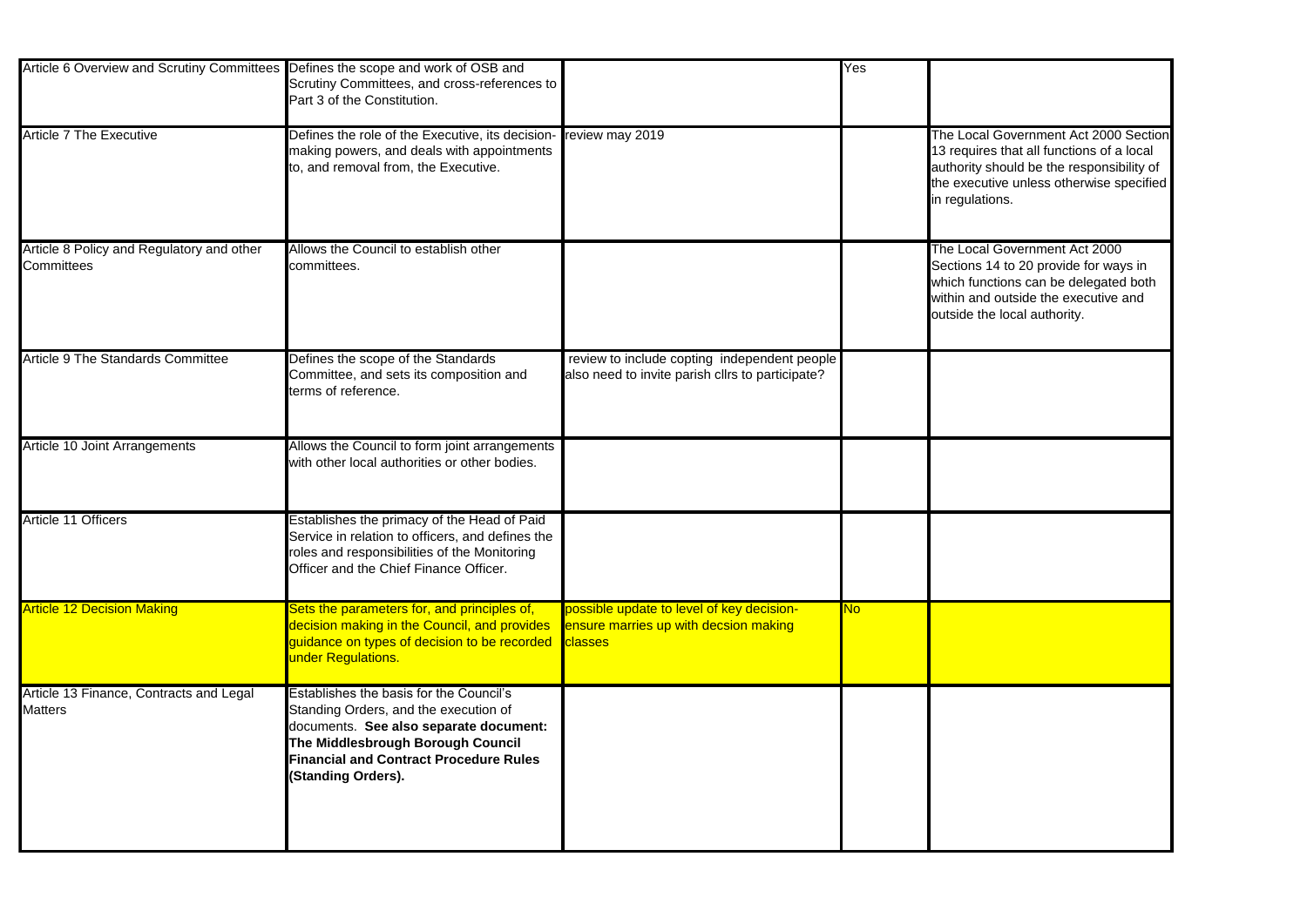| | | | | |
|---|---|---|---|---|
| Article 6 Overview and Scrutiny Committees | Defines the scope and work of OSB and Scrutiny Committees, and cross-references to Part 3 of the Constitution. | | Yes | |
| Article 7 The Executive | Defines the role of the Executive, its decision-making powers, and deals with appointments to, and removal from, the Executive. | review may 2019 | | The Local Government Act 2000 Section 13 requires that all functions of a local authority should be the responsibility of the executive unless otherwise specified in regulations. |
| Article 8 Policy and Regulatory and other Committees | Allows the Council to establish other committees. | | | The Local Government Act 2000 Sections 14 to 20 provide for ways in which functions can be delegated both within and outside the executive and outside the local authority. |
| Article 9 The Standards Committee | Defines the scope of the Standards Committee, and sets its composition and terms of reference. | review to include copting independent people also need to invite parish cllrs to participate? | | |
| Article 10 Joint Arrangements | Allows the Council to form joint arrangements with other local authorities or other bodies. | | | |
| Article 11 Officers | Establishes the primacy of the Head of Paid Service in relation to officers, and defines the roles and responsibilities of the Monitoring Officer and the Chief Finance Officer. | | | |
| Article 12 Decision Making | Sets the parameters for, and principles of, decision making in the Council, and provides guidance on types of decision to be recorded under Regulations. | possible update to level of key decision- ensure marries up with decsion making classes | No | |
| Article 13 Finance, Contracts and Legal Matters | Establishes the basis for the Council's Standing Orders, and the execution of documents. **See also separate document: The Middlesbrough Borough Council Financial and Contract Procedure Rules (Standing Orders).** | | | |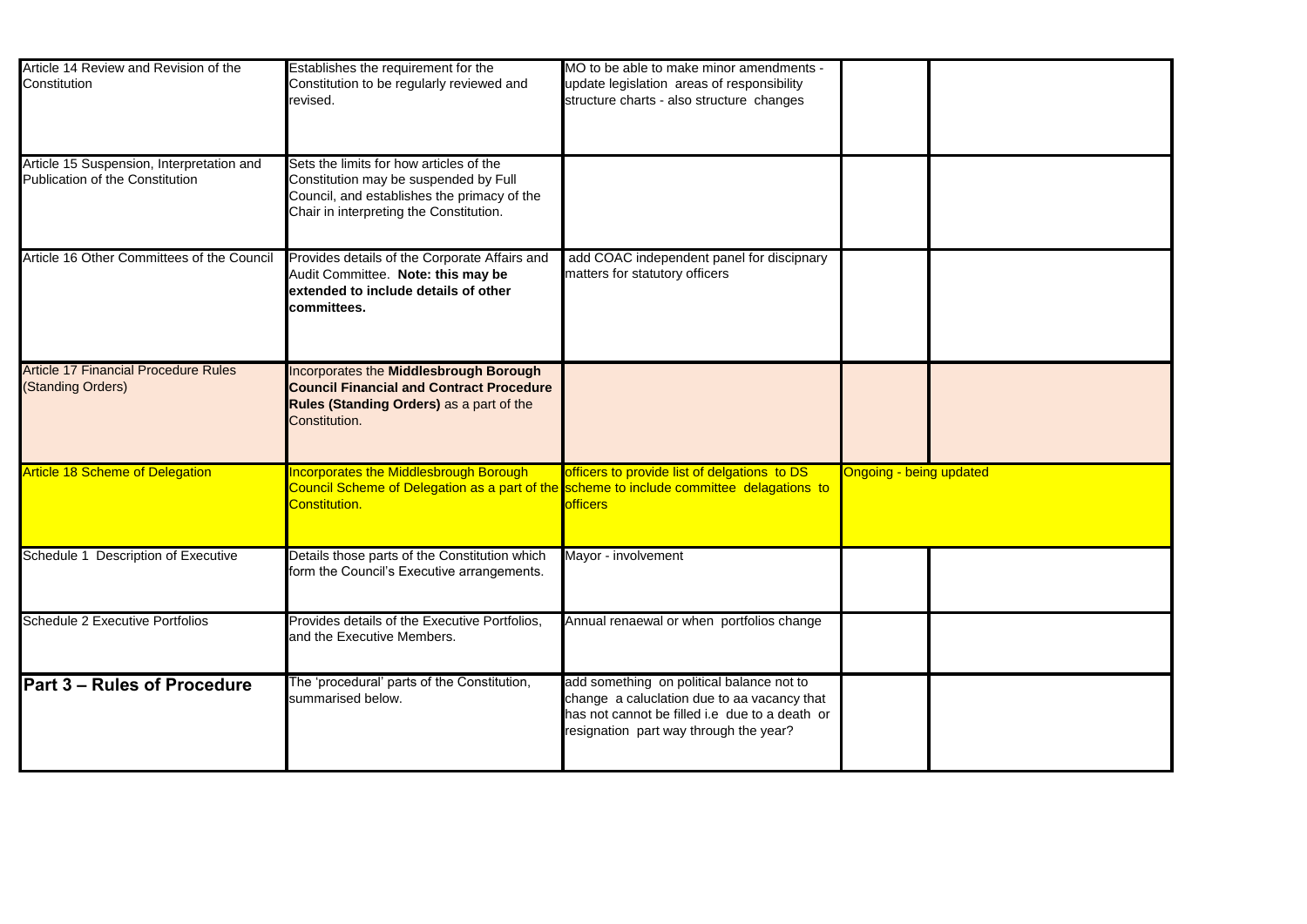| | | | | |
|---|---|---|---|---|
| Article 14 Review and Revision of the Constitution | Establishes the requirement for the Constitution to be regularly reviewed and revised. | MO to be able to make minor amendments - update legislation areas of responsibility structure charts - also structure changes | | |
| Article 15 Suspension, Interpretation and Publication of the Constitution | Sets the limits for how articles of the Constitution may be suspended by Full Council, and establishes the primacy of the Chair in interpreting the Constitution. | | | |
| Article 16 Other Committees of the Council | Provides details of the Corporate Affairs and Audit Committee. **Note: this may be extended to include details of other committees.** | add COAC independent panel for discipnary matters for statutory officers | | |
| Article 17 Financial Procedure Rules (Standing Orders) | Incorporates the **Middlesbrough Borough Council Financial and Contract Procedure Rules (Standing Orders)** as a part of the Constitution. | | | |
| Article 18 Scheme of Delegation | Incorporates the Middlesbrough Borough Council Scheme of Delegation as a part of the Constitution. | officers to provide list of delgations to DS scheme to include committee delagations to officers | Ongoing - being updated | |
| Schedule 1 Description of Executive | Details those parts of the Constitution which form the Council's Executive arrangements. | Mayor - involvement | | |
| Schedule 2 Executive Portfolios | Provides details of the Executive Portfolios, and the Executive Members. | Annual renaewal or when portfolios change | | |
| **Part 3 – Rules of Procedure** | The 'procedural' parts of the Constitution, summarised below. | add something on political balance not to change a caluclation due to aa vacancy that has not cannot be filled i.e due to a death or resignation part way through the year? | | |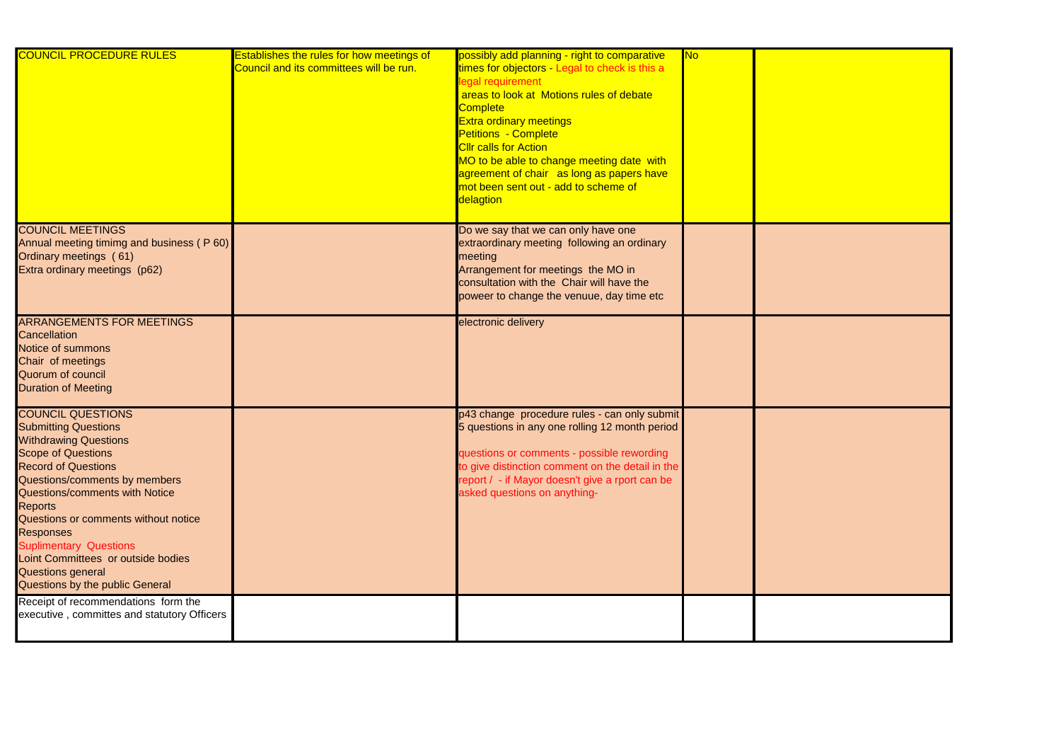| | | | | |
|---|---|---|---|---|
| COUNCIL PROCEDURE RULES | Establishes the rules for how meetings of Council and its committees will be run. | possibly add planning - right to comparative times for objectors - Legal to check is this a legal requirement<br>areas to look at Motions rules of debate Complete<br>Extra ordinary meetings<br>Petitions - Complete<br>Cllr calls for Action<br>MO to be able to change meeting date with agreement of chair as long as papers have mot been sent out - add to scheme of delagtion | No | |
| COUNCIL MEETINGS<br>Annual meeting timimg and business ( P 60)<br>Ordinary meetings ( 61)<br>Extra ordinary meetings (p62) | | Do we say that we can only have one extraordinary meeting following an ordinary meeting<br>Arrangement for meetings the MO in consultation with the Chair will have the poweer to change the venuue, day time etc | | |
| ARRANGEMENTS FOR MEETINGS<br>Cancellation<br>Notice of summons<br>Chair of meetings<br>Quorum of council<br>Duration of Meeting | | electronic delivery | | |
| COUNCIL QUESTIONS<br>Submitting Questions<br>Withdrawing Questions<br>Scope of Questions<br>Record of Questions<br>Questions/comments by members<br>Questions/comments with Notice<br>Reports<br>Questions or comments without notice<br>Responses<br>Suplimentary Questions<br>Loint Committees or outside bodies<br>Questions general<br>Questions by the public General | | p43 change procedure rules - can only submit 5 questions in any one rolling 12 month period<br><br>questions or comments - possible rewording to give distinction comment on the detail in the report / - if Mayor doesn't give a rport can be asked questions on anything- | | |
| Receipt of recommendations form the executive , committes and statutory Officers | | | | |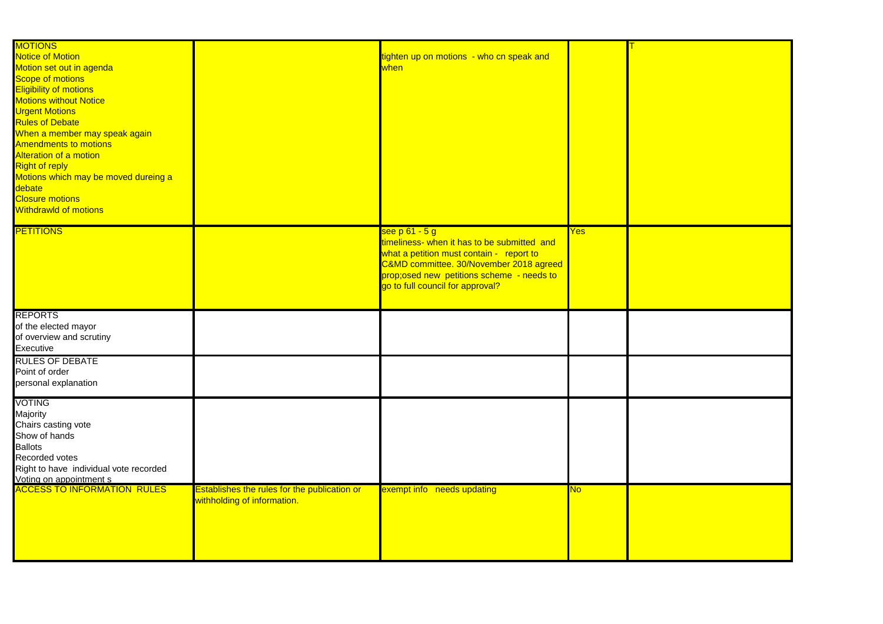| | | | | |
|---|---|---|---|---|
| MOTIONS<br>Notice of Motion<br>Motion set out in agenda<br>Scope of motions<br>Eligibility of motions<br>Motions without Notice<br>Urgent Motions<br>Rules of Debate<br>When a member may speak again<br>Amendments to motions<br>Alteration of a motion<br>Right of reply<br>Motions which may be moved dureing a debate<br>Closure motions<br>Withdrawld of motions | | tighten up on motions - who cn speak and when | | T |
| PETITIONS | | see p 61 - 5 g<br>timeliness- when it has to be submitted and what a petition must contain - report to C&MD committee. 30/November 2018 agreed prop;osed new petitions scheme - needs to go to full council for approval? | Yes | |
| REPORTS<br>of the elected mayor<br>of overview and scrutiny<br>Executive | | | | |
| RULES OF DEBATE<br>Point of order<br>personal explanation | | | | |
| VOTING<br>Majority<br>Chairs casting vote<br>Show of hands<br>Ballots<br>Recorded votes<br>Right to have individual vote recorded<br>Voting on appointment s | | | | |
| ACCESS TO INFORMATION RULES | Establishes the rules for the publication or withholding of information. | exempt info needs updating | No | |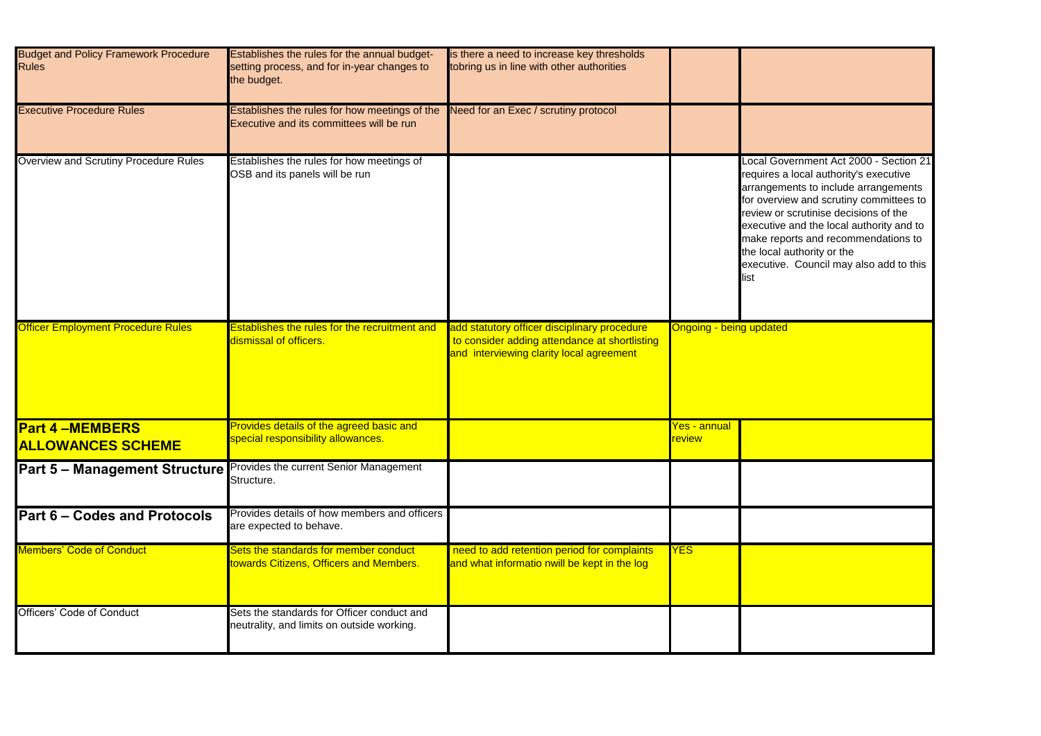| | | | | |
|---|---|---|---|---|
| Budget and Policy Framework Procedure Rules | Establishes the rules for the annual budget-setting process, and for in-year changes to the budget. | is there a need to increase key thresholds tobring us in line with other authorities | | |
| Executive Procedure Rules | Establishes the rules for how meetings of the Executive and its committees will be run | Need for an Exec / scrutiny protocol | | |
| Overview and Scrutiny Procedure Rules | Establishes the rules for how meetings of OSB and its panels will be run | | | Local Government Act 2000 - Section 21 requires a local authority's executive arrangements to include arrangements for overview and scrutiny committees to review or scrutinise decisions of the executive and the local authority and to make reports and recommendations to the local authority or the executive. Council may also add to this list |
| Officer Employment Procedure Rules | Establishes the rules for the recruitment and dismissal of officers. | add statutory officer disciplinary procedure to consider adding attendance at shortlisting and interviewing clarity local agreement | Ongoing - being updated | |
| **Part 4 –MEMBERS ALLOWANCES SCHEME** | Provides details of the agreed basic and special responsibility allowances. | | Yes - annual review | |
| **Part 5 – Management Structure** | Provides the current Senior Management Structure. | | | |
| **Part 6 – Codes and Protocols** | Provides details of how members and officers are expected to behave. | | | |
| Members' Code of Conduct | Sets the standards for member conduct towards Citizens, Officers and Members. | need to add retention period for complaints and what informatio nwill be kept in the log | YES | |
| Officers' Code of Conduct | Sets the standards for Officer conduct and neutrality, and limits on outside working. | | | |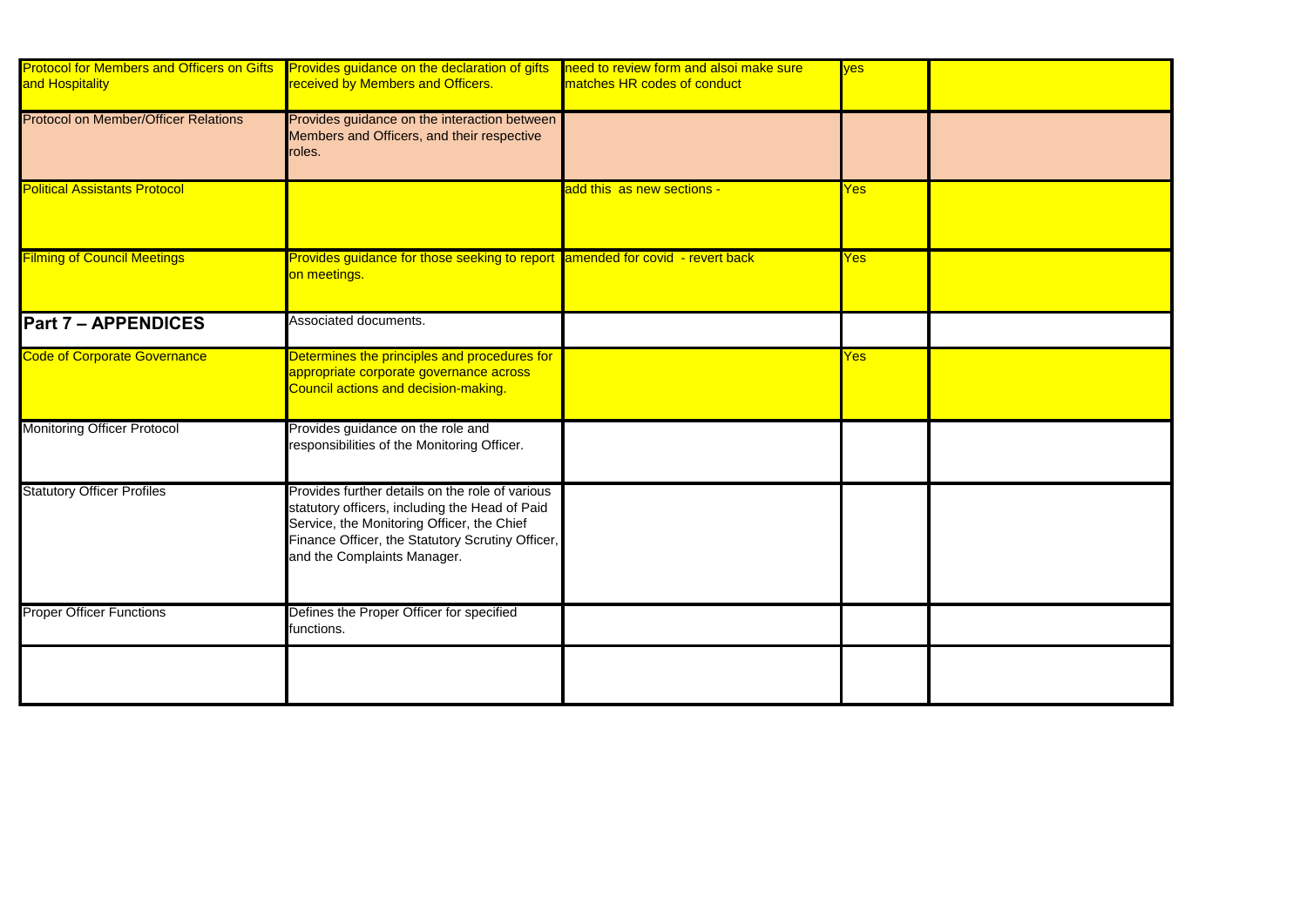| | | | | |
|---|---|---|---|---|
| Protocol for Members and Officers on Gifts and Hospitality | Provides guidance on the declaration of gifts received by Members and Officers. | need to review form and alsoi make sure matches HR codes of conduct | yes | |
| Protocol on Member/Officer Relations | Provides guidance on the interaction between Members and Officers, and their respective roles. | | | |
| Political Assistants Protocol | | add this as new sections - | Yes | |
| Filming of Council Meetings | Provides guidance for those seeking to report on meetings. | amended for covid - revert back | Yes | |
| **Part 7 – APPENDICES** | Associated documents. | | | |
| Code of Corporate Governance | Determines the principles and procedures for appropriate corporate governance across Council actions and decision-making. | | Yes | |
| Monitoring Officer Protocol | Provides guidance on the role and responsibilities of the Monitoring Officer. | | | |
| Statutory Officer Profiles | Provides further details on the role of various statutory officers, including the Head of Paid Service, the Monitoring Officer, the Chief Finance Officer, the Statutory Scrutiny Officer, and the Complaints Manager. | | | |
| Proper Officer Functions | Defines the Proper Officer for specified functions. | | | |
| | | | | |